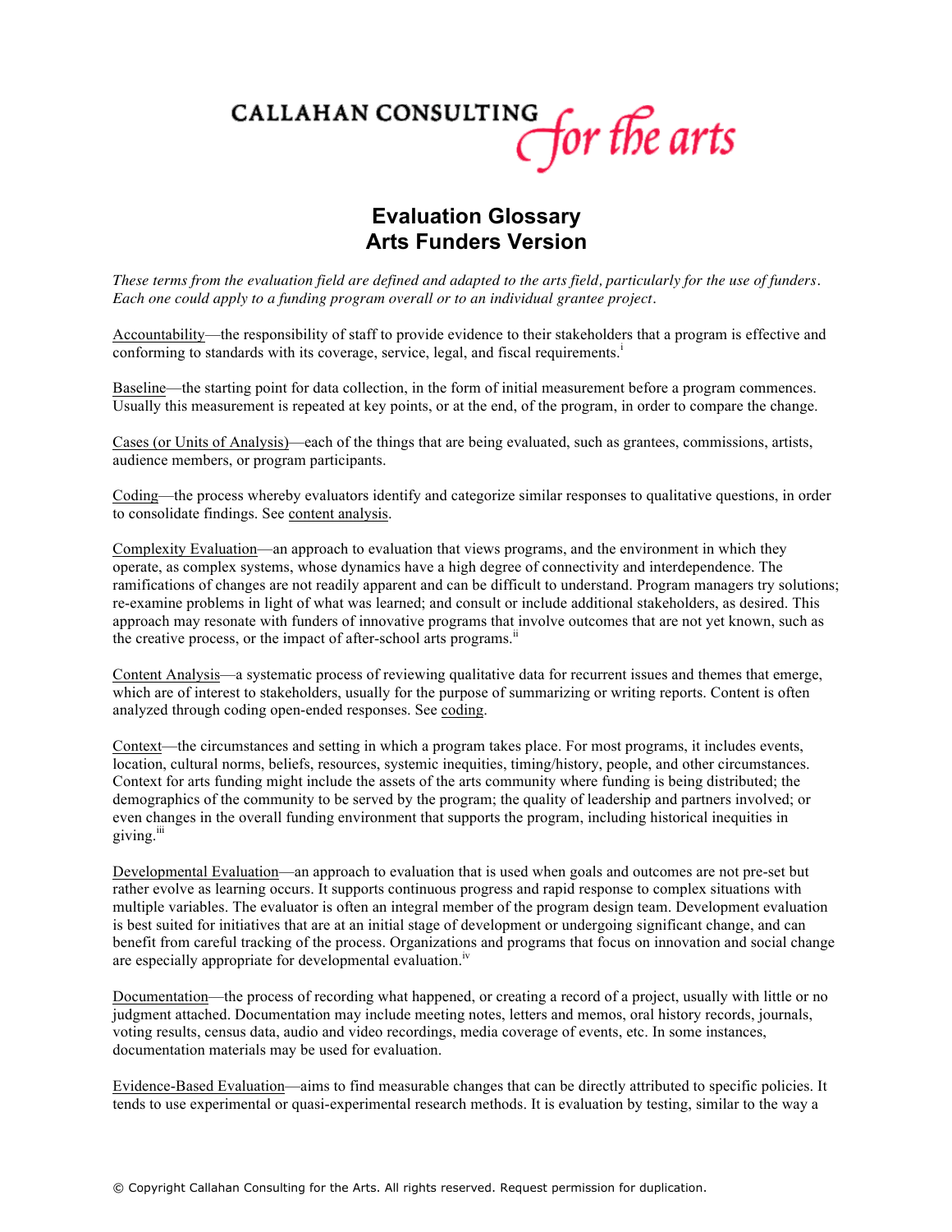CALLAHAN CONSULTING *for the arts*

# Evaluation Glossary
## Arts Funders Version

*These terms from the evaluation field are defined and adapted to the arts field, particularly for the use of funders. Each one could apply to a funding program overall or to an individual grantee project.*

Accountability—the responsibility of staff to provide evidence to their stakeholders that a program is effective and conforming to standards with its coverage, service, legal, and fiscal requirements.[i]

Baseline—the starting point for data collection, in the form of initial measurement before a program commences. Usually this measurement is repeated at key points, or at the end, of the program, in order to compare the change.

Cases (or Units of Analysis)—each of the things that are being evaluated, such as grantees, commissions, artists, audience members, or program participants.

Coding—the process whereby evaluators identify and categorize similar responses to qualitative questions, in order to consolidate findings. See content analysis.

Complexity Evaluation—an approach to evaluation that views programs, and the environment in which they operate, as complex systems, whose dynamics have a high degree of connectivity and interdependence. The ramifications of changes are not readily apparent and can be difficult to understand. Program managers try solutions; re-examine problems in light of what was learned; and consult or include additional stakeholders, as desired. This approach may resonate with funders of innovative programs that involve outcomes that are not yet known, such as the creative process, or the impact of after-school arts programs.[ii]

Content Analysis—a systematic process of reviewing qualitative data for recurrent issues and themes that emerge, which are of interest to stakeholders, usually for the purpose of summarizing or writing reports. Content is often analyzed through coding open-ended responses. See coding.

Context—the circumstances and setting in which a program takes place. For most programs, it includes events, location, cultural norms, beliefs, resources, systemic inequities, timing/history, people, and other circumstances. Context for arts funding might include the assets of the arts community where funding is being distributed; the demographics of the community to be served by the program; the quality of leadership and partners involved; or even changes in the overall funding environment that supports the program, including historical inequities in giving.[iii]

Developmental Evaluation—an approach to evaluation that is used when goals and outcomes are not pre-set but rather evolve as learning occurs. It supports continuous progress and rapid response to complex situations with multiple variables. The evaluator is often an integral member of the program design team. Development evaluation is best suited for initiatives that are at an initial stage of development or undergoing significant change, and can benefit from careful tracking of the process. Organizations and programs that focus on innovation and social change are especially appropriate for developmental evaluation.[iv]

Documentation—the process of recording what happened, or creating a record of a project, usually with little or no judgment attached. Documentation may include meeting notes, letters and memos, oral history records, journals, voting results, census data, audio and video recordings, media coverage of events, etc. In some instances, documentation materials may be used for evaluation.

Evidence-Based Evaluation—aims to find measurable changes that can be directly attributed to specific policies. It tends to use experimental or quasi-experimental research methods. It is evaluation by testing, similar to the way a

© Copyright Callahan Consulting for the Arts. All rights reserved. Request permission for duplication.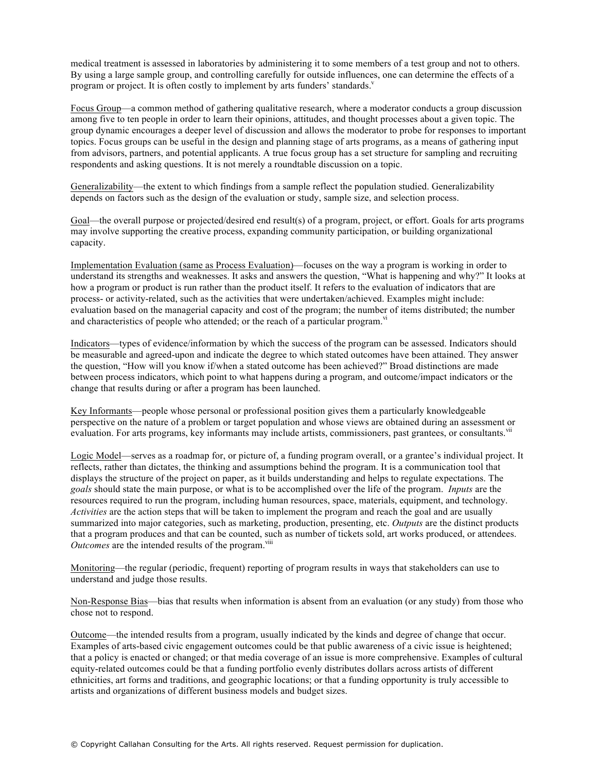medical treatment is assessed in laboratories by administering it to some members of a test group and not to others. By using a large sample group, and controlling carefully for outside influences, one can determine the effects of a program or project. It is often costly to implement by arts funders' standards.[v]

Focus Group—a common method of gathering qualitative research, where a moderator conducts a group discussion among five to ten people in order to learn their opinions, attitudes, and thought processes about a given topic. The group dynamic encourages a deeper level of discussion and allows the moderator to probe for responses to important topics. Focus groups can be useful in the design and planning stage of arts programs, as a means of gathering input from advisors, partners, and potential applicants. A true focus group has a set structure for sampling and recruiting respondents and asking questions. It is not merely a roundtable discussion on a topic.

Generalizability—the extent to which findings from a sample reflect the population studied. Generalizability depends on factors such as the design of the evaluation or study, sample size, and selection process.

Goal—the overall purpose or projected/desired end result(s) of a program, project, or effort. Goals for arts programs may involve supporting the creative process, expanding community participation, or building organizational capacity.

Implementation Evaluation (same as Process Evaluation)—focuses on the way a program is working in order to understand its strengths and weaknesses. It asks and answers the question, "What is happening and why?" It looks at how a program or product is run rather than the product itself. It refers to the evaluation of indicators that are process- or activity-related, such as the activities that were undertaken/achieved. Examples might include: evaluation based on the managerial capacity and cost of the program; the number of items distributed; the number and characteristics of people who attended; or the reach of a particular program.[vi]

Indicators—types of evidence/information by which the success of the program can be assessed. Indicators should be measurable and agreed-upon and indicate the degree to which stated outcomes have been attained. They answer the question, "How will you know if/when a stated outcome has been achieved?" Broad distinctions are made between process indicators, which point to what happens during a program, and outcome/impact indicators or the change that results during or after a program has been launched.

Key Informants—people whose personal or professional position gives them a particularly knowledgeable perspective on the nature of a problem or target population and whose views are obtained during an assessment or evaluation. For arts programs, key informants may include artists, commissioners, past grantees, or consultants.[vii]

Logic Model—serves as a roadmap for, or picture of, a funding program overall, or a grantee's individual project. It reflects, rather than dictates, the thinking and assumptions behind the program. It is a communication tool that displays the structure of the project on paper, as it builds understanding and helps to regulate expectations. The *goals* should state the main purpose, or what is to be accomplished over the life of the program. *Inputs* are the resources required to run the program, including human resources, space, materials, equipment, and technology. *Activities* are the action steps that will be taken to implement the program and reach the goal and are usually summarized into major categories, such as marketing, production, presenting, etc. *Outputs* are the distinct products that a program produces and that can be counted, such as number of tickets sold, art works produced, or attendees. *Outcomes* are the intended results of the program.[viii]

Monitoring—the regular (periodic, frequent) reporting of program results in ways that stakeholders can use to understand and judge those results.

Non-Response Bias—bias that results when information is absent from an evaluation (or any study) from those who chose not to respond.

Outcome—the intended results from a program, usually indicated by the kinds and degree of change that occur. Examples of arts-based civic engagement outcomes could be that public awareness of a civic issue is heightened; that a policy is enacted or changed; or that media coverage of an issue is more comprehensive. Examples of cultural equity-related outcomes could be that a funding portfolio evenly distributes dollars across artists of different ethnicities, art forms and traditions, and geographic locations; or that a funding opportunity is truly accessible to artists and organizations of different business models and budget sizes.

© Copyright Callahan Consulting for the Arts. All rights reserved. Request permission for duplication.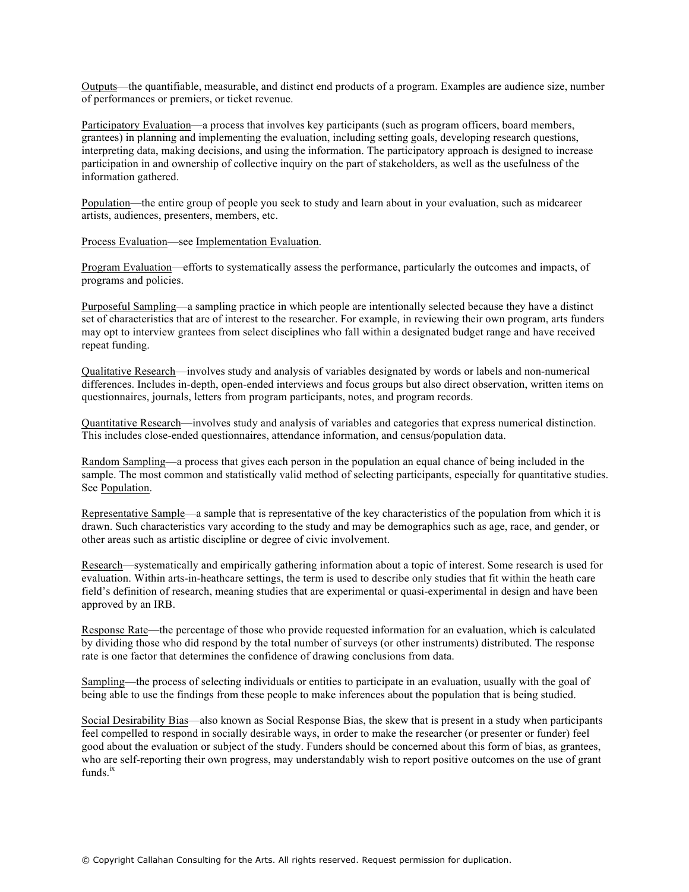Outputs—the quantifiable, measurable, and distinct end products of a program. Examples are audience size, number of performances or premiers, or ticket revenue.

Participatory Evaluation—a process that involves key participants (such as program officers, board members, grantees) in planning and implementing the evaluation, including setting goals, developing research questions, interpreting data, making decisions, and using the information. The participatory approach is designed to increase participation in and ownership of collective inquiry on the part of stakeholders, as well as the usefulness of the information gathered.

Population—the entire group of people you seek to study and learn about in your evaluation, such as midcareer artists, audiences, presenters, members, etc.

Process Evaluation—see Implementation Evaluation.

Program Evaluation—efforts to systematically assess the performance, particularly the outcomes and impacts, of programs and policies.

Purposeful Sampling—a sampling practice in which people are intentionally selected because they have a distinct set of characteristics that are of interest to the researcher. For example, in reviewing their own program, arts funders may opt to interview grantees from select disciplines who fall within a designated budget range and have received repeat funding.

Qualitative Research—involves study and analysis of variables designated by words or labels and non-numerical differences. Includes in-depth, open-ended interviews and focus groups but also direct observation, written items on questionnaires, journals, letters from program participants, notes, and program records.

Quantitative Research—involves study and analysis of variables and categories that express numerical distinction. This includes close-ended questionnaires, attendance information, and census/population data.

Random Sampling—a process that gives each person in the population an equal chance of being included in the sample. The most common and statistically valid method of selecting participants, especially for quantitative studies. See Population.

Representative Sample—a sample that is representative of the key characteristics of the population from which it is drawn. Such characteristics vary according to the study and may be demographics such as age, race, and gender, or other areas such as artistic discipline or degree of civic involvement.

Research—systematically and empirically gathering information about a topic of interest. Some research is used for evaluation. Within arts-in-heathcare settings, the term is used to describe only studies that fit within the heath care field's definition of research, meaning studies that are experimental or quasi-experimental in design and have been approved by an IRB.

Response Rate—the percentage of those who provide requested information for an evaluation, which is calculated by dividing those who did respond by the total number of surveys (or other instruments) distributed. The response rate is one factor that determines the confidence of drawing conclusions from data.

Sampling—the process of selecting individuals or entities to participate in an evaluation, usually with the goal of being able to use the findings from these people to make inferences about the population that is being studied.

Social Desirability Bias—also known as Social Response Bias, the skew that is present in a study when participants feel compelled to respond in socially desirable ways, in order to make the researcher (or presenter or funder) feel good about the evaluation or subject of the study. Funders should be concerned about this form of bias, as grantees, who are self-reporting their own progress, may understandably wish to report positive outcomes on the use of grant funds.[ix]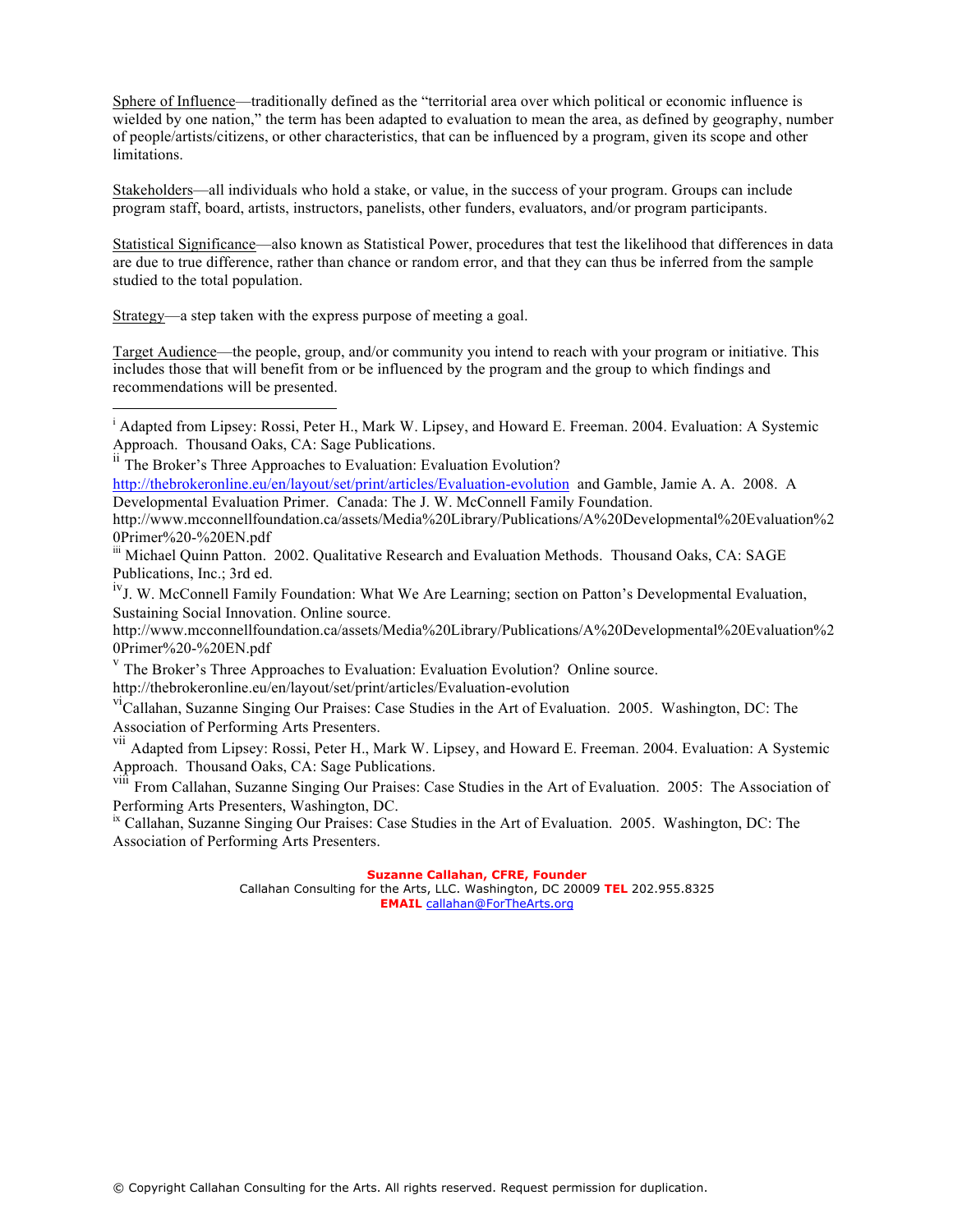Sphere of Influence—traditionally defined as the "territorial area over which political or economic influence is wielded by one nation," the term has been adapted to evaluation to mean the area, as defined by geography, number of people/artists/citizens, or other characteristics, that can be influenced by a program, given its scope and other limitations.

Stakeholders—all individuals who hold a stake, or value, in the success of your program. Groups can include program staff, board, artists, instructors, panelists, other funders, evaluators, and/or program participants.

Statistical Significance—also known as Statistical Power, procedures that test the likelihood that differences in data are due to true difference, rather than chance or random error, and that they can thus be inferred from the sample studied to the total population.

Strategy—a step taken with the express purpose of meeting a goal.

Target Audience—the people, group, and/or community you intend to reach with your program or initiative. This includes those that will benefit from or be influenced by the program and the group to which findings and recommendations will be presented.

---

[i] Adapted from Lipsey: Rossi, Peter H., Mark W. Lipsey, and Howard E. Freeman. 2004. Evaluation: A Systemic Approach. Thousand Oaks, CA: Sage Publications.

[ii] The Broker's Three Approaches to Evaluation: Evaluation Evolution? http://thebrokeronline.eu/en/layout/set/print/articles/Evaluation-evolution and Gamble, Jamie A. A. 2008. A Developmental Evaluation Primer. Canada: The J. W. McConnell Family Foundation. http://www.mcconnellfoundation.ca/assets/Media%20Library/Publications/A%20Developmental%20Evaluation%20Primer%20-%20EN.pdf

[iii] Michael Quinn Patton. 2002. Qualitative Research and Evaluation Methods. Thousand Oaks, CA: SAGE Publications, Inc.; 3rd ed.

[iv] J. W. McConnell Family Foundation: What We Are Learning; section on Patton's Developmental Evaluation, Sustaining Social Innovation. Online source. http://www.mcconnellfoundation.ca/assets/Media%20Library/Publications/A%20Developmental%20Evaluation%20Primer%20-%20EN.pdf

[v] The Broker's Three Approaches to Evaluation: Evaluation Evolution? Online source. http://thebrokeronline.eu/en/layout/set/print/articles/Evaluation-evolution

[vi] Callahan, Suzanne Singing Our Praises: Case Studies in the Art of Evaluation. 2005. Washington, DC: The Association of Performing Arts Presenters.

[vii] Adapted from Lipsey: Rossi, Peter H., Mark W. Lipsey, and Howard E. Freeman. 2004. Evaluation: A Systemic Approach. Thousand Oaks, CA: Sage Publications.

[viii] From Callahan, Suzanne Singing Our Praises: Case Studies in the Art of Evaluation. 2005: The Association of Performing Arts Presenters, Washington, DC.

[ix] Callahan, Suzanne Singing Our Praises: Case Studies in the Art of Evaluation. 2005. Washington, DC: The Association of Performing Arts Presenters.

**Suzanne Callahan, CFRE, Founder**
Callahan Consulting for the Arts, LLC. Washington, DC 20009 **TEL** 202.955.8325
**EMAIL** callahan@ForTheArts.org

© Copyright Callahan Consulting for the Arts. All rights reserved. Request permission for duplication.